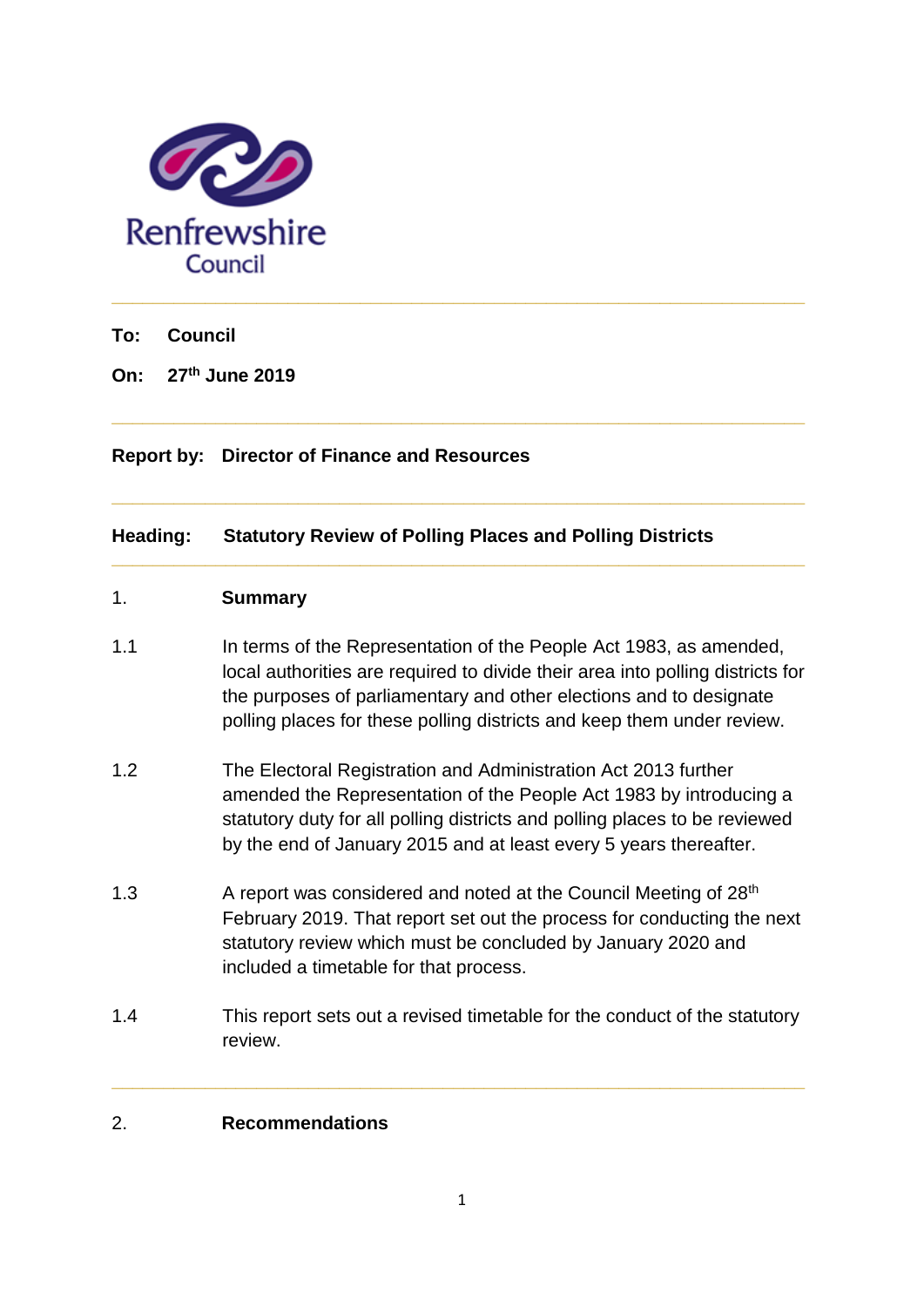Renfrewshire Council

---

**To:** **Council**

**On:** **27th June 2019**

---

**Report by:** **Director of Finance and Resources**

---

**Heading:** **Statutory Review of Polling Places and Polling Districts**

---

## 1. Summary

1.1 In terms of the Representation of the People Act 1983, as amended, local authorities are required to divide their area into polling districts for the purposes of parliamentary and other elections and to designate polling places for these polling districts and keep them under review.

1.2 The Electoral Registration and Administration Act 2013 further amended the Representation of the People Act 1983 by introducing a statutory duty for all polling districts and polling places to be reviewed by the end of January 2015 and at least every 5 years thereafter.

1.3 A report was considered and noted at the Council Meeting of 28th February 2019. That report set out the process for conducting the next statutory review which must be concluded by January 2020 and included a timetable for that process.

1.4 This report sets out a revised timetable for the conduct of the statutory review.

---

## 2. Recommendations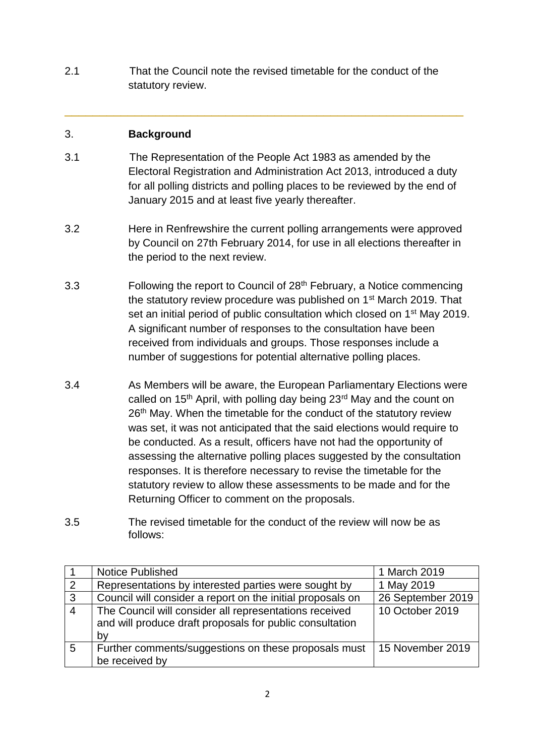2.1 That the Council note the revised timetable for the conduct of the statutory review.

---

## 3. Background

3.1 The Representation of the People Act 1983 as amended by the Electoral Registration and Administration Act 2013, introduced a duty for all polling districts and polling places to be reviewed by the end of January 2015 and at least five yearly thereafter.

3.2 Here in Renfrewshire the current polling arrangements were approved by Council on 27th February 2014, for use in all elections thereafter in the period to the next review.

3.3 Following the report to Council of 28th February, a Notice commencing the statutory review procedure was published on 1st March 2019. That set an initial period of public consultation which closed on 1st May 2019. A significant number of responses to the consultation have been received from individuals and groups. Those responses include a number of suggestions for potential alternative polling places.

3.4 As Members will be aware, the European Parliamentary Elections were called on 15th April, with polling day being 23rd May and the count on 26th May. When the timetable for the conduct of the statutory review was set, it was not anticipated that the said elections would require to be conducted. As a result, officers have not had the opportunity of assessing the alternative polling places suggested by the consultation responses. It is therefore necessary to revise the timetable for the statutory review to allow these assessments to be made and for the Returning Officer to comment on the proposals.

3.5 The revised timetable for the conduct of the review will now be as follows:

| | | |
|---|---|---|
| 1 | Notice Published | 1 March 2019 |
| 2 | Representations by interested parties were sought by | 1 May 2019 |
| 3 | Council will consider a report on the initial proposals on | 26 September 2019 |
| 4 | The Council will consider all representations received and will produce draft proposals for public consultation by | 10 October 2019 |
| 5 | Further comments/suggestions on these proposals must be received by | 15 November 2019 |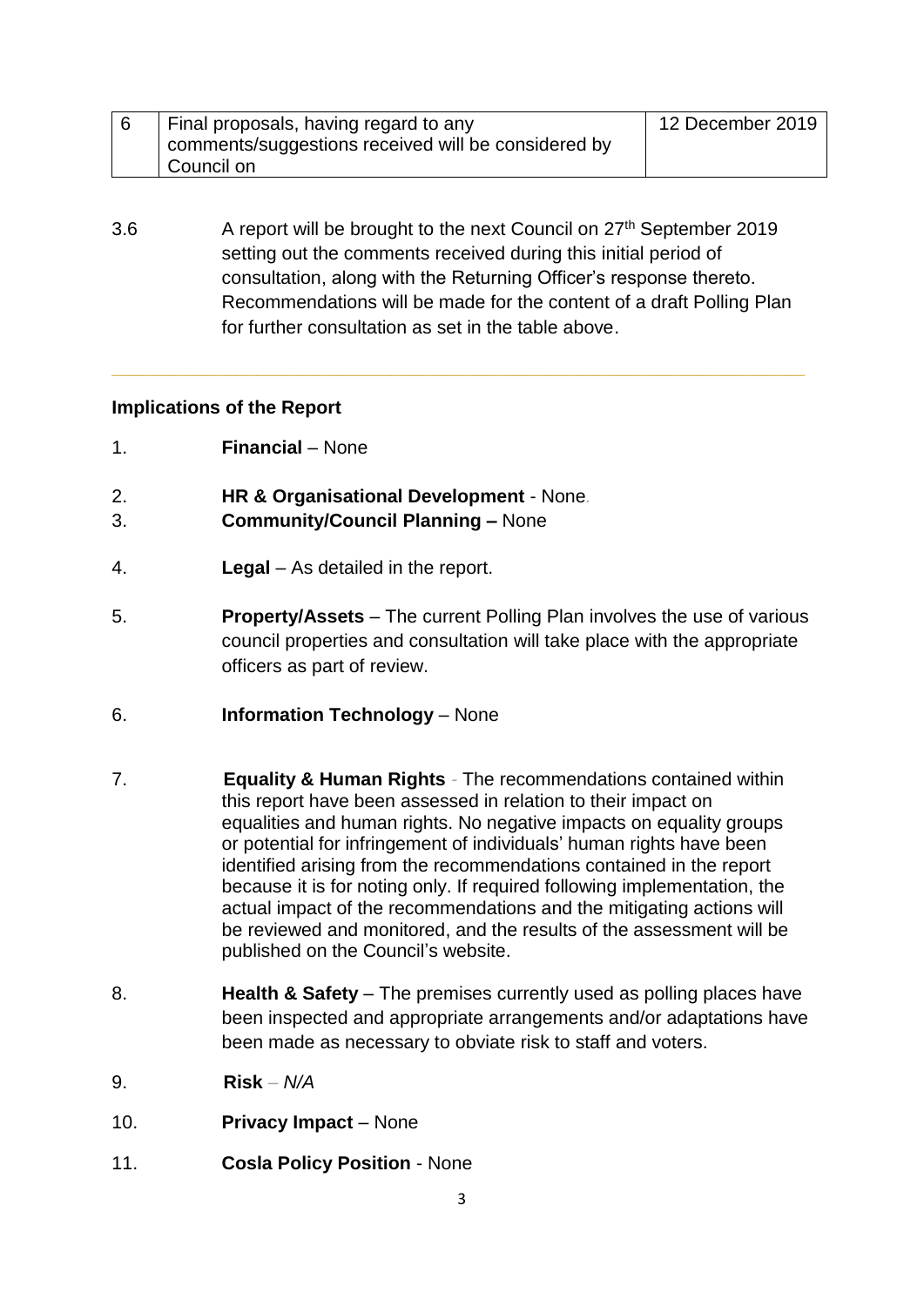| 6 | Final proposals, having regard to any comments/suggestions received will be considered by Council on | 12 December 2019 |
|---|---|---|

3.6 A report will be brought to the next Council on 27th September 2019 setting out the comments received during this initial period of consultation, along with the Returning Officer's response thereto. Recommendations will be made for the content of a draft Polling Plan for further consultation as set in the table above.

---

**Implications of the Report**

1. **Financial** – None

2. **HR & Organisational Development** - None.

3. **Community/Council Planning –** None

4. **Legal** – As detailed in the report.

5. **Property/Assets** – The current Polling Plan involves the use of various council properties and consultation will take place with the appropriate officers as part of review.

6. **Information Technology** – None

7. **Equality & Human Rights** - The recommendations contained within this report have been assessed in relation to their impact on equalities and human rights. No negative impacts on equality groups or potential for infringement of individuals' human rights have been identified arising from the recommendations contained in the report because it is for noting only. If required following implementation, the actual impact of the recommendations and the mitigating actions will be reviewed and monitored, and the results of the assessment will be published on the Council's website.

8. **Health & Safety** – The premises currently used as polling places have been inspected and appropriate arrangements and/or adaptations have been made as necessary to obviate risk to staff and voters.

9. **Risk** – *N/A*

10. **Privacy Impact** – None

11. **Cosla Policy Position** - None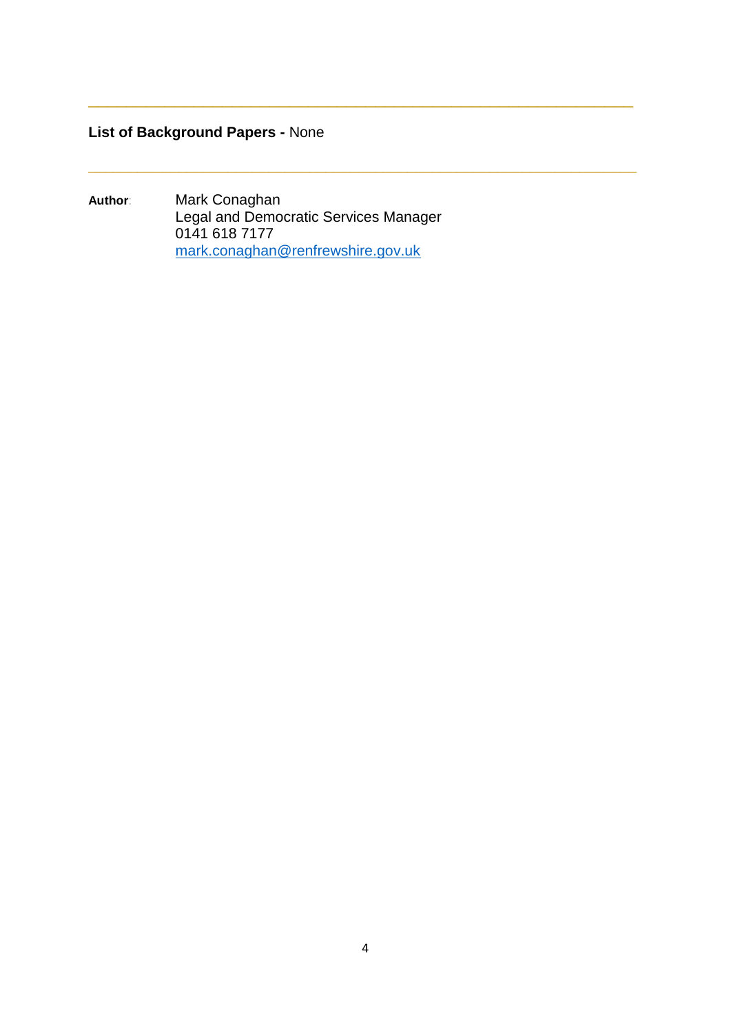---

**List of Background Papers -** None

---

**Author**: Mark Conaghan
Legal and Democratic Services Manager
0141 618 7177
mark.conaghan@renfrewshire.gov.uk